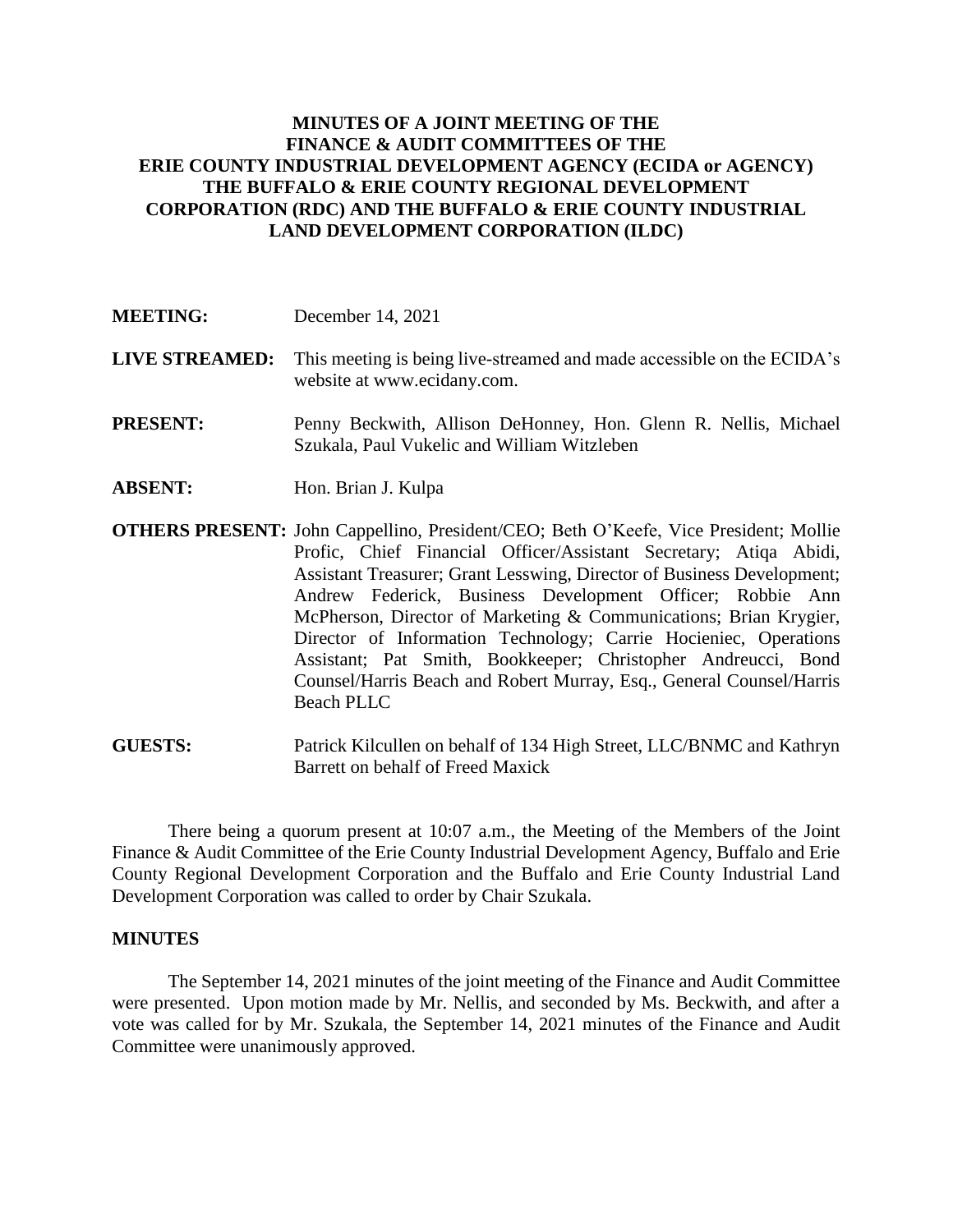# MINUTES OF A JOINT MEETING OF THE FINANCE & AUDIT COMMITTEES OF THE ERIE COUNTY INDUSTRIAL DEVELOPMENT AGENCY (ECIDA or AGENCY) THE BUFFALO & ERIE COUNTY REGIONAL DEVELOPMENT CORPORATION (RDC) AND THE BUFFALO & ERIE COUNTY INDUSTRIAL LAND DEVELOPMENT CORPORATION (ILDC)

**MEETING:** December 14, 2021

**LIVE STREAMED:** This meeting is being live-streamed and made accessible on the ECIDA's website at www.ecidany.com.

**PRESENT:** Penny Beckwith, Allison DeHonney, Hon. Glenn R. Nellis, Michael Szukala, Paul Vukelic and William Witzleben

**ABSENT:** Hon. Brian J. Kulpa

**OTHERS PRESENT:** John Cappellino, President/CEO; Beth O'Keefe, Vice President; Mollie Profic, Chief Financial Officer/Assistant Secretary; Atiqa Abidi, Assistant Treasurer; Grant Lesswing, Director of Business Development; Andrew Federick, Business Development Officer; Robbie Ann McPherson, Director of Marketing & Communications; Brian Krygier, Director of Information Technology; Carrie Hocieniec, Operations Assistant; Pat Smith, Bookkeeper; Christopher Andreucci, Bond Counsel/Harris Beach and Robert Murray, Esq., General Counsel/Harris Beach PLLC

**GUESTS:** Patrick Kilcullen on behalf of 134 High Street, LLC/BNMC and Kathryn Barrett on behalf of Freed Maxick

There being a quorum present at 10:07 a.m., the Meeting of the Members of the Joint Finance & Audit Committee of the Erie County Industrial Development Agency, Buffalo and Erie County Regional Development Corporation and the Buffalo and Erie County Industrial Land Development Corporation was called to order by Chair Szukala.

## MINUTES

The September 14, 2021 minutes of the joint meeting of the Finance and Audit Committee were presented. Upon motion made by Mr. Nellis, and seconded by Ms. Beckwith, and after a vote was called for by Mr. Szukala, the September 14, 2021 minutes of the Finance and Audit Committee were unanimously approved.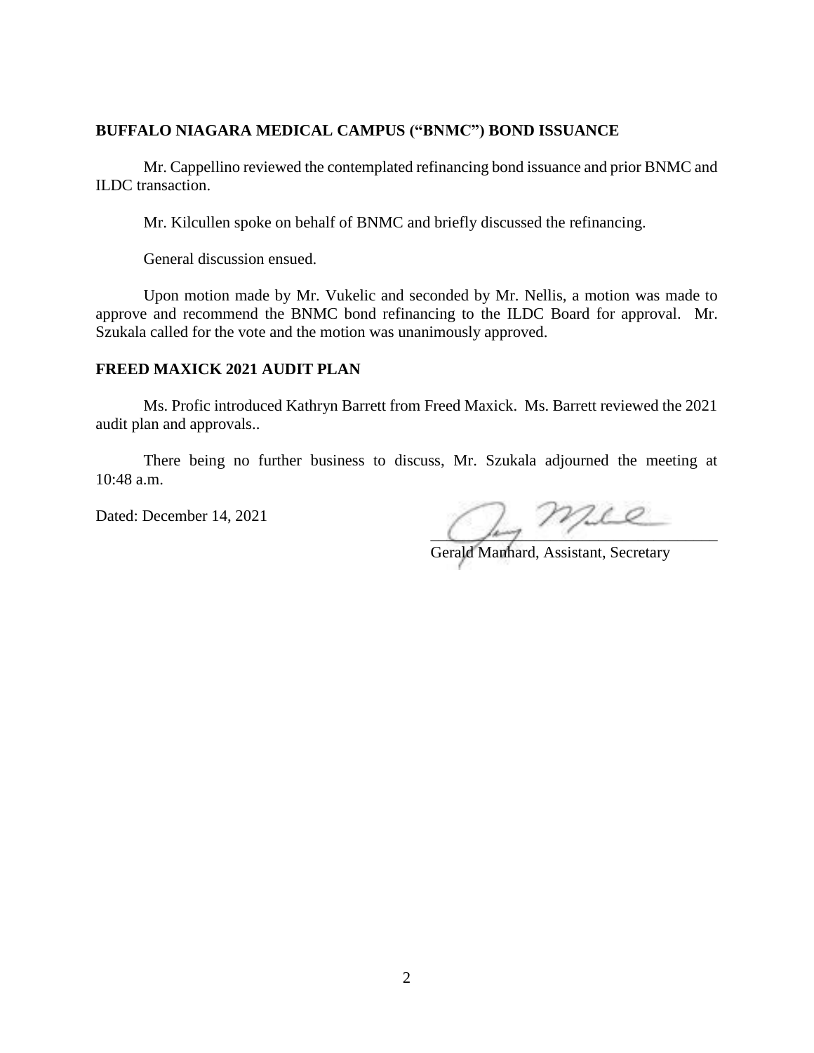**BUFFALO NIAGARA MEDICAL CAMPUS ("BNMC") BOND ISSUANCE**

Mr. Cappellino reviewed the contemplated refinancing bond issuance and prior BNMC and ILDC transaction.

Mr. Kilcullen spoke on behalf of BNMC and briefly discussed the refinancing.

General discussion ensued.

Upon motion made by Mr. Vukelic and seconded by Mr. Nellis, a motion was made to approve and recommend the BNMC bond refinancing to the ILDC Board for approval. Mr. Szukala called for the vote and the motion was unanimously approved.

**FREED MAXICK 2021 AUDIT PLAN**

Ms. Profic introduced Kathryn Barrett from Freed Maxick. Ms. Barrett reviewed the 2021 audit plan and approvals..

There being no further business to discuss, Mr. Szukala adjourned the meeting at 10:48 a.m.

Dated: December 14, 2021

Gerald Manhard, Assistant, Secretary